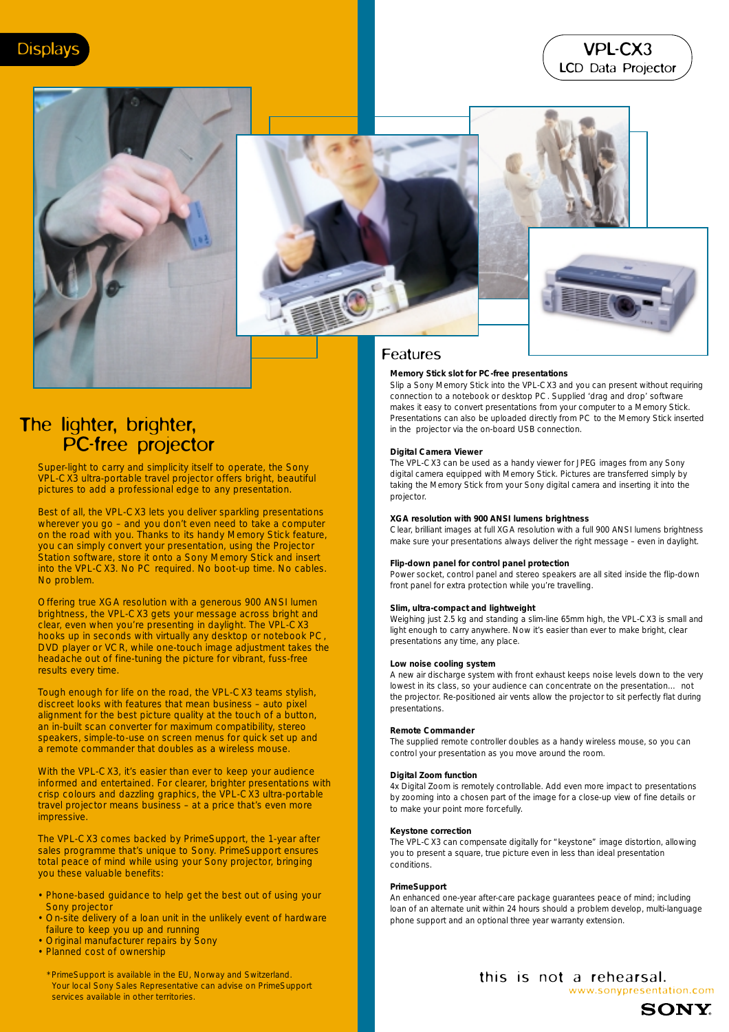Displays

# VPL-CX3
LCD Data Projector

## The lighter, brighter, PC-free projector

Super-light to carry and simplicity itself to operate, the Sony VPL-CX3 ultra-portable travel projector offers bright, beautiful pictures to add a professional edge to any presentation.

Best of all, the VPL-CX3 lets you deliver sparkling presentations wherever you go – and you don't even need to take a computer on the road with you. Thanks to its handy Memory Stick feature, you can simply convert your presentation, using the Projector Station software, store it onto a Sony Memory Stick and insert into the VPL-CX3. No PC required. No boot-up time. No cables. No problem.

Offering true XGA resolution with a generous 900 ANSI lumen brightness, the VPL-CX3 gets your message across bright and clear, even when you're presenting in daylight. The VPL-CX3 hooks up in seconds with virtually any desktop or notebook PC, DVD player or VCR, while one-touch image adjustment takes the headache out of fine-tuning the picture for vibrant, fuss-free results every time.

Tough enough for life on the road, the VPL-CX3 teams stylish, discreet looks with features that mean business – auto pixel alignment for the best picture quality at the touch of a button, an in-built scan converter for maximum compatibility, stereo speakers, simple-to-use on screen menus for quick set up and a remote commander that doubles as a wireless mouse.

With the VPL-CX3, it's easier than ever to keep your audience informed and entertained. For clearer, brighter presentations with crisp colours and dazzling graphics, the VPL-CX3 ultra-portable travel projector means business – at a price that's even more impressive.

The VPL-CX3 comes backed by PrimeSupport, the 1-year after sales programme that's unique to Sony. PrimeSupport ensures total peace of mind while using your Sony projector, bringing you these valuable benefits:

- Phone-based guidance to help get the best out of using your Sony projector
- On-site delivery of a loan unit in the unlikely event of hardware failure to keep you up and running
- Original manufacturer repairs by Sony
- Planned cost of ownership

*PrimeSupport is available in the EU, Norway and Switzerland. Your local Sony Sales Representative can advise on PrimeSupport services available in other territories.

## Features

**Memory Stick slot for PC-free presentations**
Slip a Sony Memory Stick into the VPL-CX3 and you can present without requiring connection to a notebook or desktop PC. Supplied 'drag and drop' software makes it easy to convert presentations from your computer to a Memory Stick. Presentations can also be uploaded directly from PC to the Memory Stick inserted in the projector via the on-board USB connection.

**Digital Camera Viewer**
The VPL-CX3 can be used as a handy viewer for JPEG images from any Sony digital camera equipped with Memory Stick. Pictures are transferred simply by taking the Memory Stick from your Sony digital camera and inserting it into the projector.

**XGA resolution with 900 ANSI lumens brightness**
Clear, brilliant images at full XGA resolution with a full 900 ANSI lumens brightness make sure your presentations always deliver the right message – even in daylight.

**Flip-down panel for control panel protection**
Power socket, control panel and stereo speakers are all sited inside the flip-down front panel for extra protection while you're travelling.

**Slim, ultra-compact and lightweight**
Weighing just 2.5 kg and standing a slim-line 65mm high, the VPL-CX3 is small and light enough to carry anywhere. Now it's easier than ever to make bright, clear presentations any time, any place.

**Low noise cooling system**
A new air discharge system with front exhaust keeps noise levels down to the very lowest in its class, so your audience can concentrate on the presentation... not the projector. Re-positioned air vents allow the projector to sit perfectly flat during presentations.

**Remote Commander**
The supplied remote controller doubles as a handy wireless mouse, so you can control your presentation as you move around the room.

**Digital Zoom function**
4x Digital Zoom is remotely controllable. Add even more impact to presentations by zooming into a chosen part of the image for a close-up view of fine details or to make your point more forcefully.

**Keystone correction**
The VPL-CX3 can compensate digitally for "keystone" image distortion, allowing you to present a square, true picture even in less than ideal presentation conditions.

**PrimeSupport**
An enhanced one-year after-care package guarantees peace of mind; including loan of an alternate unit within 24 hours should a problem develop, multi-language phone support and an optional three year warranty extension.

this is not a rehearsal.
www.sonypresentation.com
SONY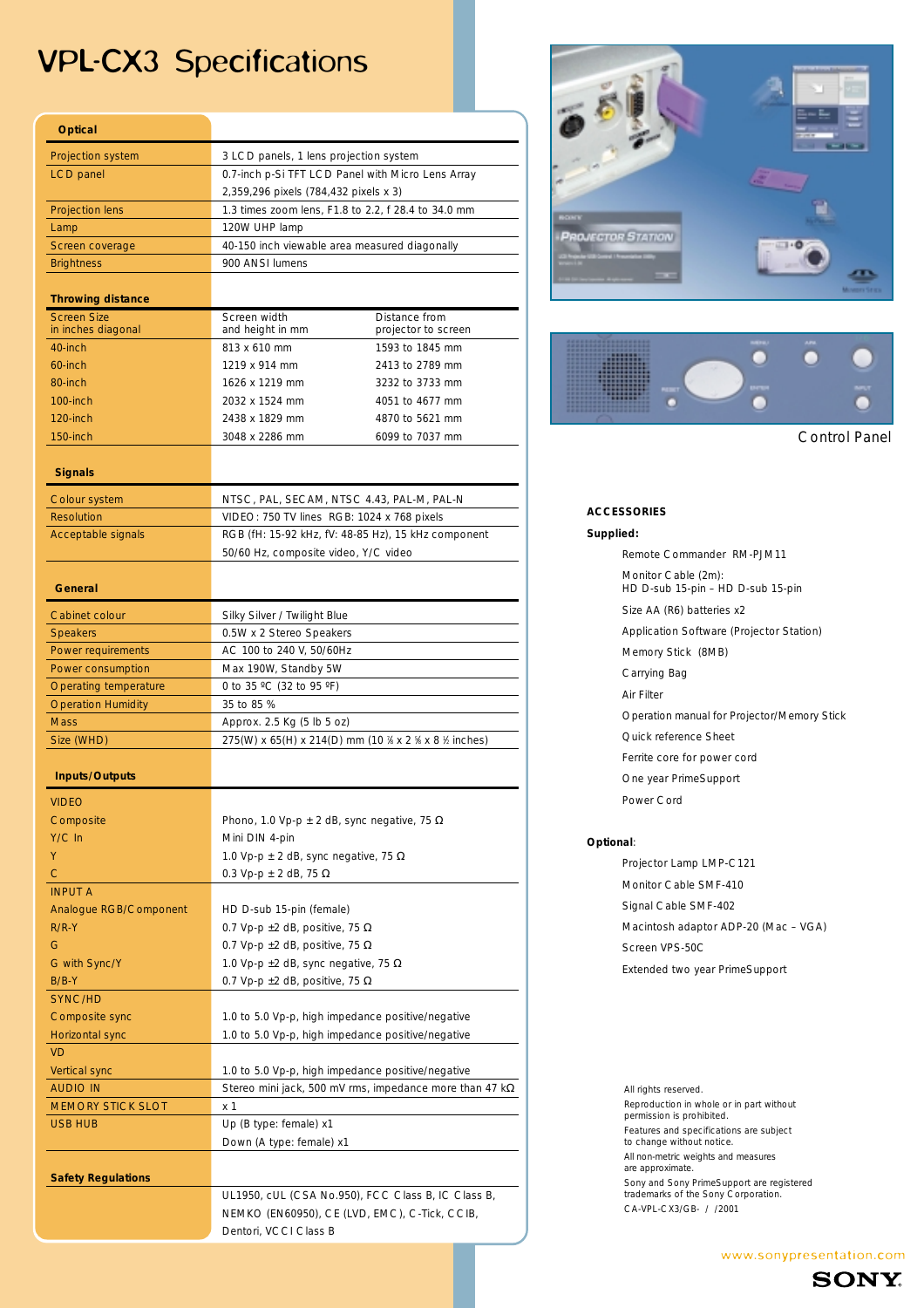# VPL-CX3 Specifications

| **Optical** | |
|---|---|
| Projection system | 3 LCD panels, 1 lens projection system |
| LCD panel | 0.7-inch p-Si TFT LCD Panel with Micro Lens Array 2,359,296 pixels (784,432 pixels x 3) |
| Projection lens | 1.3 times zoom lens, F1.8 to 2.2, f 28.4 to 34.0 mm |
| Lamp | 120W UHP lamp |
| Screen coverage | 40-150 inch viewable area measured diagonally |
| Brightness | 900 ANSI lumens |

**Throwing distance**

| Screen Size in inches diagonal | Screen width and height in mm | Distance from projector to screen |
|---|---|---|
| 40-inch | 813 x 610 mm | 1593 to 1845 mm |
| 60-inch | 1219 x 914 mm | 2413 to 2789 mm |
| 80-inch | 1626 x 1219 mm | 3232 to 3733 mm |
| 100-inch | 2032 x 1524 mm | 4051 to 4677 mm |
| 120-inch | 2438 x 1829 mm | 4870 to 5621 mm |
| 150-inch | 3048 x 2286 mm | 6099 to 7037 mm |

| **Signals** | |
|---|---|
| Colour system | NTSC, PAL, SECAM, NTSC 4.43, PAL-M, PAL-N |
| Resolution | VIDEO: 750 TV lines RGB: 1024 x 768 pixels |
| Acceptable signals | RGB (fH: 15-92 kHz, fV: 48-85 Hz), 15 kHz component 50/60 Hz, composite video, Y/C video |

| **General** | |
|---|---|
| Cabinet colour | Silky Silver / Twilight Blue |
| Speakers | 0.5W x 2 Stereo Speakers |
| Power requirements | AC 100 to 240 V, 50/60Hz |
| Power consumption | Max 190W, Standby 5W |
| Operating temperature | 0 to 35 ºC (32 to 95 ºF) |
| Operation Humidity | 35 to 85 % |
| Mass | Approx. 2.5 Kg (5 lb 5 oz) |
| Size (WHD) | 275(W) x 65(H) x 214(D) mm (10 ⅞ x 2 ⅝ x 8 ½ inches) |

| **Inputs/Outputs** | |
|---|---|
| VIDEO | |
| Composite | Phono, 1.0 Vp-p ± 2 dB, sync negative, 75 Ω |
| Y/C In | Mini DIN 4-pin |
| Y | 1.0 Vp-p ± 2 dB, sync negative, 75 Ω |
| C | 0.3 Vp-p ± 2 dB, 75 Ω |
| INPUT A | |
| Analogue RGB/Component | HD D-sub 15-pin (female) |
| R/R-Y | 0.7 Vp-p ±2 dB, positive, 75 Ω |
| G | 0.7 Vp-p ±2 dB, positive, 75 Ω |
| G with Sync/Y | 1.0 Vp-p ±2 dB, sync negative, 75 Ω |
| B/B-Y | 0.7 Vp-p ±2 dB, positive, 75 Ω |
| SYNC/HD | |
| Composite sync | 1.0 to 5.0 Vp-p, high impedance positive/negative |
| Horizontal sync | 1.0 to 5.0 Vp-p, high impedance positive/negative |
| VD | |
| Vertical sync | 1.0 to 5.0 Vp-p, high impedance positive/negative |
| AUDIO IN | Stereo mini jack, 500 mV rms, impedance more than 47 kΩ |
| MEMORY STICK SLOT | x 1 |
| USB HUB | Up (B type: female) x1 Down (A type: female) x1 |

| **Safety Regulations** | |
|---|---|
| | UL1950, cUL (CSA No.950), FCC Class B, IC Class B, NEMKO (EN60950), CE (LVD, EMC), C-Tick, CCIB, Dentori, VCCI Class B |

Control Panel

**ACCESSORIES**

**Supplied:**

- Remote Commander RM-PJM11
- Monitor Cable (2m): HD D-sub 15-pin – HD D-sub 15-pin
- Size AA (R6) batteries x2
- Application Software (Projector Station)
- Memory Stick (8MB)
- Carrying Bag
- Air Filter
- Operation manual for Projector/Memory Stick
- Quick reference Sheet
- Ferrite core for power cord
- One year PrimeSupport
- Power Cord

**Optional:**

- Projector Lamp LMP-C121
- Monitor Cable SMF-410
- Signal Cable SMF-402
- Macintosh adaptor ADP-20 (Mac – VGA)
- Screen VPS-50C
- Extended two year PrimeSupport

All rights reserved.
Reproduction in whole or in part without permission is prohibited.
Features and specifications are subject to change without notice.
All non-metric weights and measures are approximate.
Sony and Sony PrimeSupport are registered trademarks of the Sony Corporation.
CA-VPL-CX3/GB- / /2001

www.sonypresentation.com

SONY